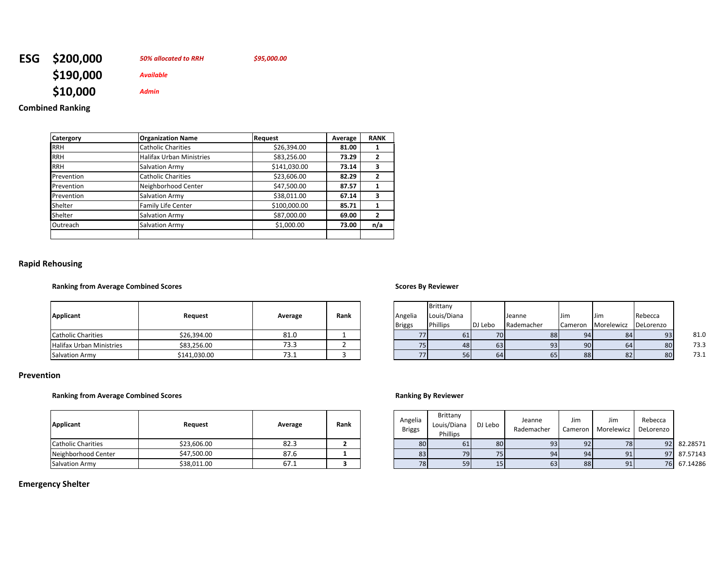**ESG** **$200,000** *50% allocated to RRH* *$95,000.00*

**$190,000** *Available*

**$10,000** *Admin*

### Combined Ranking

| Catergory | Organization Name | Request | Average | RANK |
|---|---|---|---|---|
| RRH | Catholic Charities | $26,394.00 | **81.00** | **1** |
| RRH | Halifax Urban Ministries | $83,256.00 | **73.29** | **2** |
| RRH | Salvation Army | $141,030.00 | **73.14** | **3** |
| Prevention | Catholic Charities | $23,606.00 | **82.29** | **2** |
| Prevention | Neighborhood Center | $47,500.00 | **87.57** | **1** |
| Prevention | Salvation Army | $38,011.00 | **67.14** | **3** |
| Shelter | Family Life Center | $100,000.00 | **85.71** | **1** |
| Shelter | Salvation Army | $87,000.00 | **69.00** | **2** |
| Outreach | Salvation Army | $1,000.00 | **73.00** | **n/a** |
| | | | | |

### Rapid Rehousing

**Ranking from Average Combined Scores**

| Applicant | Request | Average | Rank |
|---|---|---|---|
| Catholic Charities | $26,394.00 | 81.0 | 1 |
| Halifax Urban Ministries | $83,256.00 | 73.3 | 2 |
| Salvation Army | $141,030.00 | 73.1 | 3 |

**Scores By Reviewer**

| Angelia Briggs | Brittany Louis/Diana Phillips | DJ Lebo | Jeanne Rademacher | Jim Cameron | Jim Morelewicz | Rebecca DeLorenzo | |
|---|---|---|---|---|---|---|---|
| 77 | 61 | 70 | 88 | 94 | 84 | 93 | 81.0 |
| 75 | 48 | 63 | 93 | 90 | 64 | 80 | 73.3 |
| 77 | 56 | 64 | 65 | 88 | 82 | 80 | 73.1 |

### Prevention

**Ranking from Average Combined Scores**

| Applicant | Request | Average | Rank |
|---|---|---|---|
| Catholic Charities | $23,606.00 | 82.3 | **2** |
| Neighborhood Center | $47,500.00 | 87.6 | **1** |
| Salvation Army | $38,011.00 | 67.1 | **3** |

**Ranking By Reviewer**

| Angelia Briggs | Brittany Louis/Diana Phillips | DJ Lebo | Jeanne Rademacher | Jim Cameron | Jim Morelewicz | Rebecca DeLorenzo | |
|---|---|---|---|---|---|---|---|
| 80 | 61 | 80 | 93 | 92 | 78 | 92 | 82.28571 |
| 83 | 79 | 75 | 94 | 94 | 91 | 97 | 87.57143 |
| 78 | 59 | 15 | 63 | 88 | 91 | 76 | 67.14286 |

### Emergency Shelter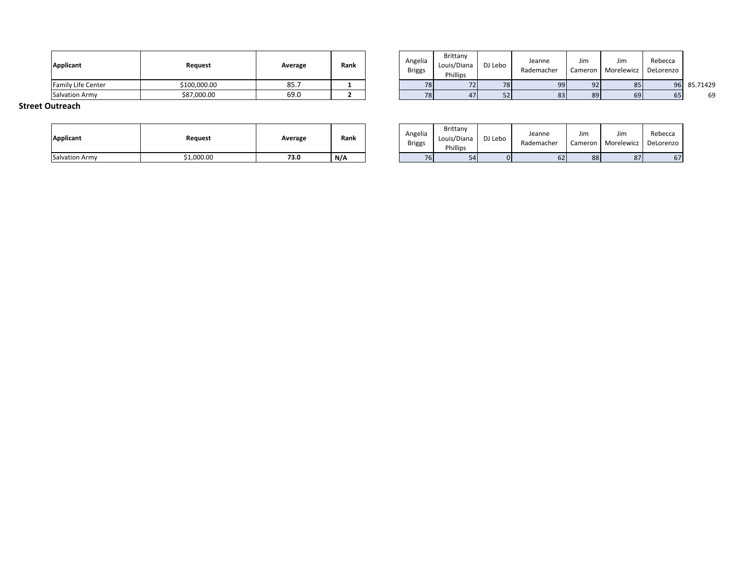| Applicant | Request | Average | Rank |
|---|---|---|---|
| Family Life Center | $100,000.00 | 85.7 | **1** |
| Salvation Army | $87,000.00 | 69.0 | **2** |

| Angelia Briggs | Brittany Louis/Diana Phillips | DJ Lebo | Jeanne Rademacher | Jim Cameron | Jim Morelewicz | Rebecca DeLorenzo | |
|---|---|---|---|---|---|---|---|
| 78 | 72 | 78 | 99 | 92 | 85 | 96 | 85.71429 |
| 78 | 47 | 52 | 83 | 89 | 69 | 65 | 69 |

## Street Outreach

| Applicant | Request | Average | Rank |
|---|---|---|---|
| Salvation Army | $1,000.00 | **73.0** | **N/A** |

| Angelia Briggs | Brittany Louis/Diana Phillips | DJ Lebo | Jeanne Rademacher | Jim Cameron | Jim Morelewicz | Rebecca DeLorenzo |
|---|---|---|---|---|---|---|
| 76 | 54 | 0 | 62 | 88 | 87 | 67 |